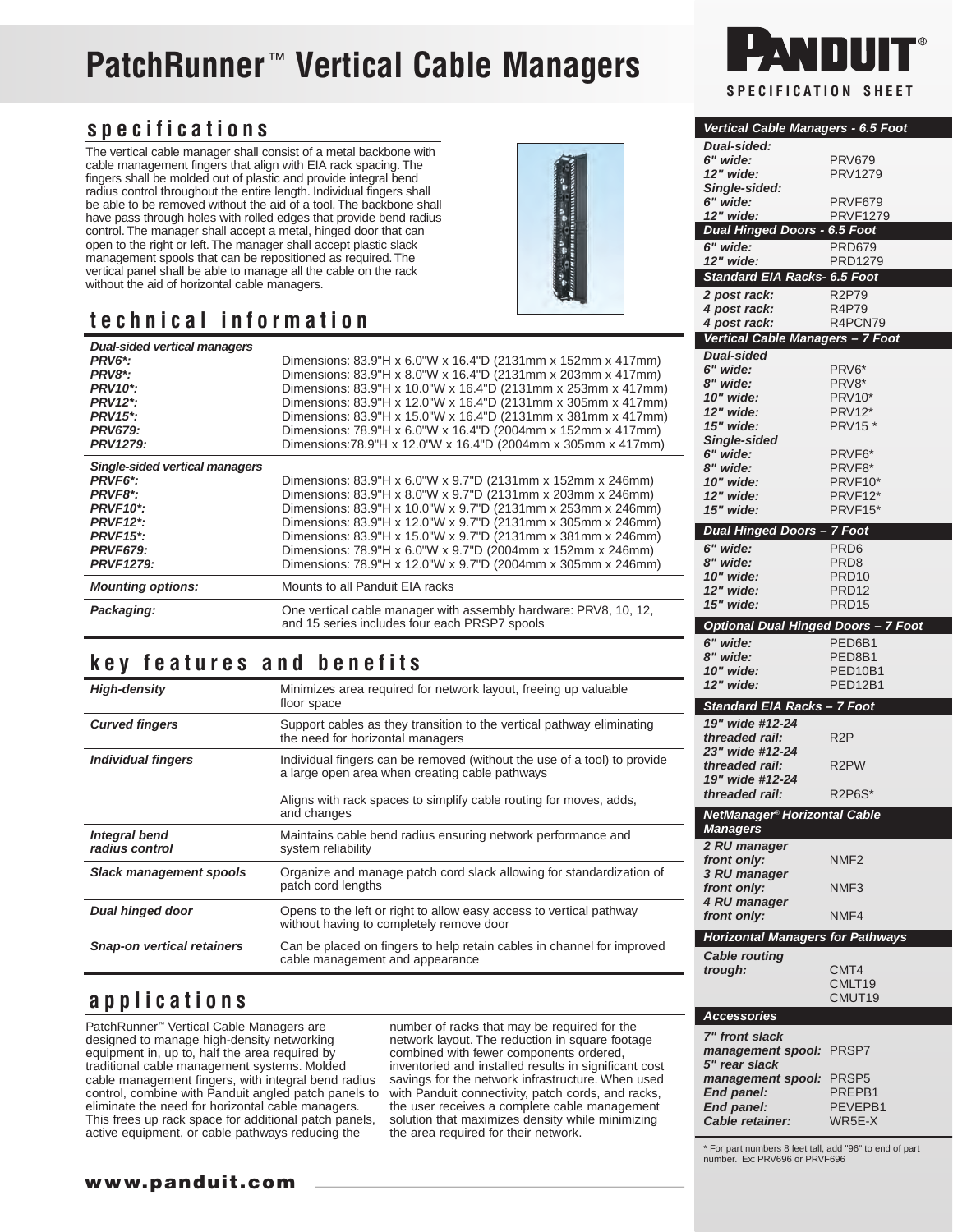# PatchRunner™ Vertical Cable Managers

PANDUIT®
SPECIFICATION SHEET

## specifications

The vertical cable manager shall consist of a metal backbone with cable management fingers that align with EIA rack spacing. The fingers shall be molded out of plastic and provide integral bend radius control throughout the entire length. Individual fingers shall be able to be removed without the aid of a tool. The backbone shall have pass through holes with rolled edges that provide bend radius control. The manager shall accept a metal, hinged door that can open to the right or left. The manager shall accept plastic slack management spools that can be repositioned as required. The vertical panel shall be able to manage all the cable on the rack without the aid of horizontal cable managers.

## technical information

| | |
|---|---|
| ***Dual-sided vertical managers*** | |
| ***PRV6*:*** | Dimensions: 83.9"H x 6.0"W x 16.4"D (2131mm x 152mm x 417mm) |
| ***PRV8*:*** | Dimensions: 83.9"H x 8.0"W x 16.4"D (2131mm x 203mm x 417mm) |
| ***PRV10*:*** | Dimensions: 83.9"H x 10.0"W x 16.4"D (2131mm x 253mm x 417mm) |
| ***PRV12*:*** | Dimensions: 83.9"H x 12.0"W x 16.4"D (2131mm x 305mm x 417mm) |
| ***PRV15*:*** | Dimensions: 83.9"H x 15.0"W x 16.4"D (2131mm x 381mm x 417mm) |
| ***PRV679:*** | Dimensions: 78.9"H x 6.0"W x 16.4"D (2004mm x 152mm x 417mm) |
| ***PRV1279:*** | Dimensions:78.9"H x 12.0"W x 16.4"D (2004mm x 305mm x 417mm) |
| ***Single-sided vertical managers*** | |
| ***PRVF6*:*** | Dimensions: 83.9"H x 6.0"W x 9.7"D (2131mm x 152mm x 246mm) |
| ***PRVF8*:*** | Dimensions: 83.9"H x 8.0"W x 9.7"D (2131mm x 203mm x 246mm) |
| ***PRVF10*:*** | Dimensions: 83.9"H x 10.0"W x 9.7"D (2131mm x 253mm x 246mm) |
| ***PRVF12*:*** | Dimensions: 83.9"H x 12.0"W x 9.7"D (2131mm x 305mm x 246mm) |
| ***PRVF15*:*** | Dimensions: 83.9"H x 15.0"W x 9.7"D (2131mm x 381mm x 246mm) |
| ***PRVF679:*** | Dimensions: 78.9"H x 6.0"W x 9.7"D (2004mm x 152mm x 246mm) |
| ***PRVF1279:*** | Dimensions: 78.9"H x 12.0"W x 9.7"D (2004mm x 305mm x 246mm) |
| ***Mounting options:*** | Mounts to all Panduit EIA racks |
| ***Packaging:*** | One vertical cable manager with assembly hardware: PRV8, 10, 12, and 15 series includes four each PRSP7 spools |

## key features and benefits

| | |
|---|---|
| ***High-density*** | Minimizes area required for network layout, freeing up valuable floor space |
| ***Curved fingers*** | Support cables as they transition to the vertical pathway eliminating the need for horizontal managers |
| ***Individual fingers*** | Individual fingers can be removed (without the use of a tool) to provide a large open area when creating cable pathways<br><br>Aligns with rack spaces to simplify cable routing for moves, adds, and changes |
| ***Integral bend radius control*** | Maintains cable bend radius ensuring network performance and system reliability |
| ***Slack management spools*** | Organize and manage patch cord slack allowing for standardization of patch cord lengths |
| ***Dual hinged door*** | Opens to the left or right to allow easy access to vertical pathway without having to completely remove door |
| ***Snap-on vertical retainers*** | Can be placed on fingers to help retain cables in channel for improved cable management and appearance |

## applications

PatchRunner™ Vertical Cable Managers are designed to manage high-density networking equipment in, up to, half the area required by traditional cable management systems. Molded cable management fingers, with integral bend radius control, combine with Panduit angled patch panels to eliminate the need for horizontal cable managers. This frees up rack space for additional patch panels, active equipment, or cable pathways reducing the number of racks that may be required for the network layout. The reduction in square footage combined with fewer components ordered, inventoried and installed results in significant cost savings for the network infrastructure. When used with Panduit connectivity, patch cords, and racks, the user receives a complete cable management solution that maximizes density while minimizing the area required for their network.

| | |
|---|---|
| ***Vertical Cable Managers - 6.5 Foot*** | |
| ***Dual-sided:*** | |
| ***6" wide:*** | PRV679 |
| ***12" wide:*** | PRV1279 |
| ***Single-sided:*** | |
| ***6" wide:*** | PRVF679 |
| ***12" wide:*** | PRVF1279 |
| ***Dual Hinged Doors - 6.5 Foot*** | |
| ***6" wide:*** | PRD679 |
| ***12" wide:*** | PRD1279 |
| ***Standard EIA Racks- 6.5 Foot*** | |
| ***2 post rack:*** | R2P79 |
| ***4 post rack:*** | R4P79 |
| ***4 post rack:*** | R4PCN79 |
| ***Vertical Cable Managers – 7 Foot*** | |
| ***Dual-sided*** | |
| ***6" wide:*** | PRV6* |
| ***8" wide:*** | PRV8* |
| ***10" wide:*** | PRV10* |
| ***12" wide:*** | PRV12* |
| ***15" wide:*** | PRV15 * |
| ***Single-sided*** | |
| ***6" wide:*** | PRVF6* |
| ***8" wide:*** | PRVF8* |
| ***10" wide:*** | PRVF10* |
| ***12" wide:*** | PRVF12* |
| ***15" wide:*** | PRVF15* |
| ***Dual Hinged Doors – 7 Foot*** | |
| ***6" wide:*** | PRD6 |
| ***8" wide:*** | PRD8 |
| ***10" wide:*** | PRD10 |
| ***12" wide:*** | PRD12 |
| ***15" wide:*** | PRD15 |
| ***Optional Dual Hinged Doors – 7 Foot*** | |
| ***6" wide:*** | PED6B1 |
| ***8" wide:*** | PED8B1 |
| ***10" wide:*** | PED10B1 |
| ***12" wide:*** | PED12B1 |
| ***Standard EIA Racks – 7 Foot*** | |
| ***19" wide #12-24 threaded rail:*** | R2P |
| ***23" wide #12-24 threaded rail:*** | R2PW |
| ***19" wide #12-24 threaded rail:*** | R2P6S* |
| ***NetManager® Horizontal Cable Managers*** | |
| ***2 RU manager front only:*** | NMF2 |
| ***3 RU manager front only:*** | NMF3 |
| ***4 RU manager front only:*** | NMF4 |
| ***Horizontal Managers for Pathways*** | |
| ***Cable routing trough:*** | CMT4<br>CMLT19<br>CMUT19 |
| ***Accessories*** | |
| ***7" front slack management spool:*** | PRSP7 |
| ***5" rear slack management spool:*** | PRSP5 |
| ***End panel:*** | PREPB1 |
| ***End panel:*** | PEVEPB1 |
| ***Cable retainer:*** | WR5E-X |

* For part numbers 8 feet tall, add "96" to end of part number. Ex: PRV696 or PRVF696

**www.panduit.com**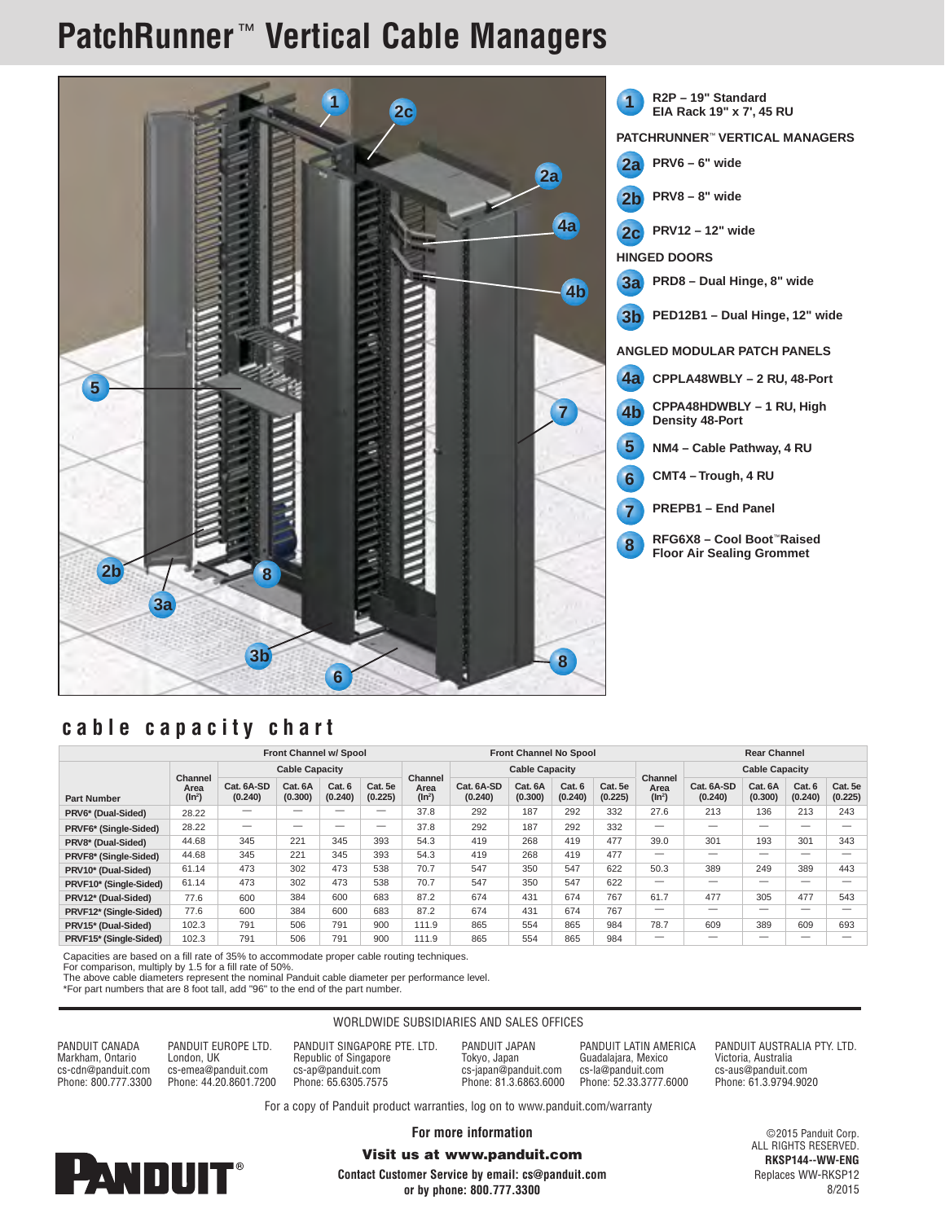# PatchRunner™ Vertical Cable Managers

1 R2P – 19" Standard EIA Rack 19" x 7', 45 RU

PATCHRUNNER™ VERTICAL MANAGERS

2a PRV6 – 6" wide

2b PRV8 – 8" wide

2c PRV12 – 12" wide

HINGED DOORS

3a PRD8 – Dual Hinge, 8" wide

3b PED12B1 – Dual Hinge, 12" wide

ANGLED MODULAR PATCH PANELS

4a CPPLA48WBLY – 2 RU, 48-Port

4b CPPA48HDWBLY – 1 RU, High Density 48-Port

5 NM4 – Cable Pathway, 4 RU

6 CMT4 – Trough, 4 RU

7 PREPB1 – End Panel

8 RFG6X8 – Cool Boot™Raised Floor Air Sealing Grommet

## cable capacity chart

| | Front Channel w/ Spool | | | | | Front Channel No Spool | | | | | Rear Channel | | | | |
|---|---|---|---|---|---|---|---|---|---|---|---|---|---|---|---|
| | | Cable Capacity | | | | | Cable Capacity | | | | | Cable Capacity | | | |
| Part Number | Channel Area (In²) | Cat. 6A-SD (0.240) | Cat. 6A (0.300) | Cat. 6 (0.240) | Cat. 5e (0.225) | Channel Area (In²) | Cat. 6A-SD (0.240) | Cat. 6A (0.300) | Cat. 6 (0.240) | Cat. 5e (0.225) | Channel Area (In²) | Cat. 6A-SD (0.240) | Cat. 6A (0.300) | Cat. 6 (0.240) | Cat. 5e (0.225) |
| PRV6* (Dual-Sided) | 28.22 | — | — | — | — | 37.8 | 292 | 187 | 292 | 332 | 27.6 | 213 | 136 | 213 | 243 |
| PRVF6* (Single-Sided) | 28.22 | — | — | — | — | 37.8 | 292 | 187 | 292 | 332 | — | — | — | — | — |
| PRV8* (Dual-Sided) | 44.68 | 345 | 221 | 345 | 393 | 54.3 | 419 | 268 | 419 | 477 | 39.0 | 301 | 193 | 301 | 343 |
| PRVF8* (Single-Sided) | 44.68 | 345 | 221 | 345 | 393 | 54.3 | 419 | 268 | 419 | 477 | — | — | — | — | — |
| PRV10* (Dual-Sided) | 61.14 | 473 | 302 | 473 | 538 | 70.7 | 547 | 350 | 547 | 622 | 50.3 | 389 | 249 | 389 | 443 |
| PRVF10* (Single-Sided) | 61.14 | 473 | 302 | 473 | 538 | 70.7 | 547 | 350 | 547 | 622 | — | — | — | — | — |
| PRV12* (Dual-Sided) | 77.6 | 600 | 384 | 600 | 683 | 87.2 | 674 | 431 | 674 | 767 | 61.7 | 477 | 305 | 477 | 543 |
| PRVF12* (Single-Sided) | 77.6 | 600 | 384 | 600 | 683 | 87.2 | 674 | 431 | 674 | 767 | — | — | — | — | — |
| PRV15* (Dual-Sided) | 102.3 | 791 | 506 | 791 | 900 | 111.9 | 865 | 554 | 865 | 984 | 78.7 | 609 | 389 | 609 | 693 |
| PRVF15* (Single-Sided) | 102.3 | 791 | 506 | 791 | 900 | 111.9 | 865 | 554 | 865 | 984 | — | — | — | — | — |

Capacities are based on a fill rate of 35% to accommodate proper cable routing techniques.
For comparison, multiply by 1.5 for a fill rate of 50%.
The above cable diameters represent the nominal Panduit cable diameter per performance level.
*For part numbers that are 8 foot tall, add "96" to the end of the part number.

WORLDWIDE SUBSIDIARIES AND SALES OFFICES

PANDUIT CANADA
Markham, Ontario
cs-cdn@panduit.com
Phone: 800.777.3300

PANDUIT EUROPE LTD.
London, UK
cs-emea@panduit.com
Phone: 44.20.8601.7200

PANDUIT SINGAPORE PTE. LTD.
Republic of Singapore
cs-ap@panduit.com
Phone: 65.6305.7575

PANDUIT JAPAN
Tokyo, Japan
cs-japan@panduit.com
Phone: 81.3.6863.6000

PANDUIT LATIN AMERICA
Guadalajara, Mexico
cs-la@panduit.com
Phone: 52.33.3777.6000

PANDUIT AUSTRALIA PTY. LTD.
Victoria, Australia
cs-aus@panduit.com
Phone: 61.3.9794.9020

For a copy of Panduit product warranties, log on to www.panduit.com/warranty

PANDUIT®

**For more information**

**Visit us at www.panduit.com**

**Contact Customer Service by email: cs@panduit.com or by phone: 800.777.3300**

©2015 Panduit Corp.
ALL RIGHTS RESERVED.
**RKSP144--WW-ENG**
Replaces WW-RKSP12
8/2015